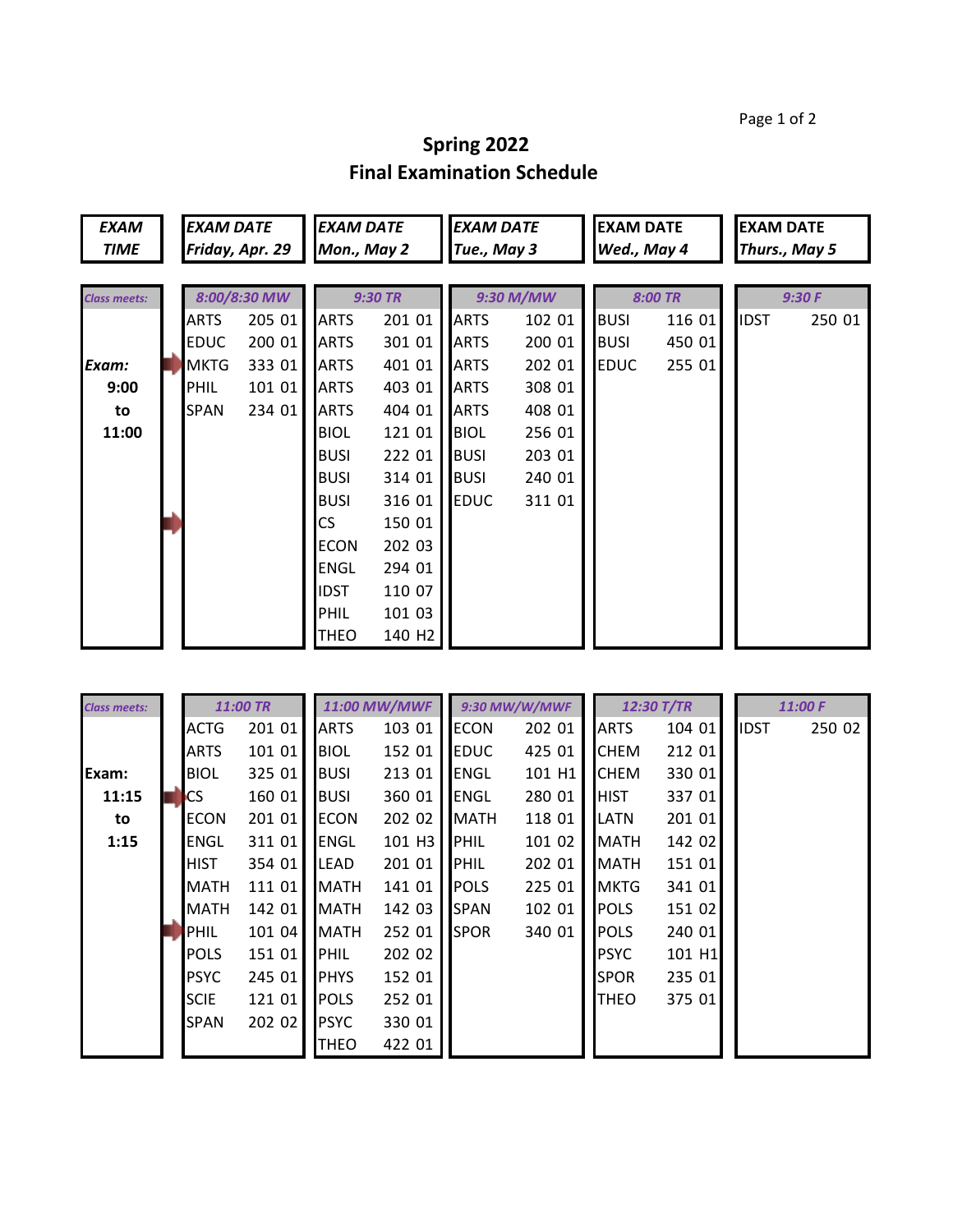# Spring 2022

## Final Examination Schedule

| EXAM TIME | EXAM DATE Friday, Apr. 29 | EXAM DATE Mon., May 2 | EXAM DATE Tue., May 3 | EXAM DATE Wed., May 4 | EXAM DATE Thurs., May 5 |
|---|---|---|---|---|---|
| *Class meets:* | *8:00/8:30 MW* | *9:30 TR* | *9:30 M/MW* | *8:00 TR* | *9:30 F* |
| | ARTS 205 01 | ARTS 201 01 | ARTS 102 01 | BUSI 116 01 | IDST 250 01 |
| | EDUC 200 01 | ARTS 301 01 | ARTS 200 01 | BUSI 450 01 | |
| **Exam:** | MKTG 333 01 | ARTS 401 01 | ARTS 202 01 | EDUC 255 01 | |
| **9:00** | PHIL 101 01 | ARTS 403 01 | ARTS 308 01 | | |
| **to** | SPAN 234 01 | ARTS 404 01 | ARTS 408 01 | | |
| **11:00** | | BIOL 121 01 | BIOL 256 01 | | |
| | | BUSI 222 01 | BUSI 203 01 | | |
| | | BUSI 314 01 | BUSI 240 01 | | |
| | | BUSI 316 01 | EDUC 311 01 | | |
| | | CS 150 01 | | | |
| | | ECON 202 03 | | | |
| | | ENGL 294 01 | | | |
| | | IDST 110 07 | | | |
| | | PHIL 101 03 | | | |
| | | THEO 140 H2 | | | |

| EXAM TIME | EXAM DATE Friday, Apr. 29 | EXAM DATE Mon., May 2 | EXAM DATE Tue., May 3 | EXAM DATE Wed., May 4 | EXAM DATE Thurs., May 5 |
|---|---|---|---|---|---|
| *Class meets:* | *11:00 TR* | *11:00 MW/MWF* | *9:30 MW/W/MWF* | *12:30 T/TR* | *11:00 F* |
| | ACTG 201 01 | ARTS 103 01 | ECON 202 01 | ARTS 104 01 | IDST 250 02 |
| | ARTS 101 01 | BIOL 152 01 | EDUC 425 01 | CHEM 212 01 | |
| **Exam:** | BIOL 325 01 | BUSI 213 01 | ENGL 101 H1 | CHEM 330 01 | |
| **11:15** | CS 160 01 | BUSI 360 01 | ENGL 280 01 | HIST 337 01 | |
| **to** | ECON 201 01 | ECON 202 02 | MATH 118 01 | LATN 201 01 | |
| **1:15** | ENGL 311 01 | ENGL 101 H3 | PHIL 101 02 | MATH 142 02 | |
| | HIST 354 01 | LEAD 201 01 | PHIL 202 01 | MATH 151 01 | |
| | MATH 111 01 | MATH 141 01 | POLS 225 01 | MKTG 341 01 | |
| | MATH 142 01 | MATH 142 03 | SPAN 102 01 | POLS 151 02 | |
| | PHIL 101 04 | MATH 252 01 | SPOR 340 01 | POLS 240 01 | |
| | POLS 151 01 | PHIL 202 02 | | PSYC 101 H1 | |
| | PSYC 245 01 | PHYS 152 01 | | SPOR 235 01 | |
| | SCIE 121 01 | POLS 252 01 | | THEO 375 01 | |
| | SPAN 202 02 | PSYC 330 01 | | | |
| | | THEO 422 01 | | | |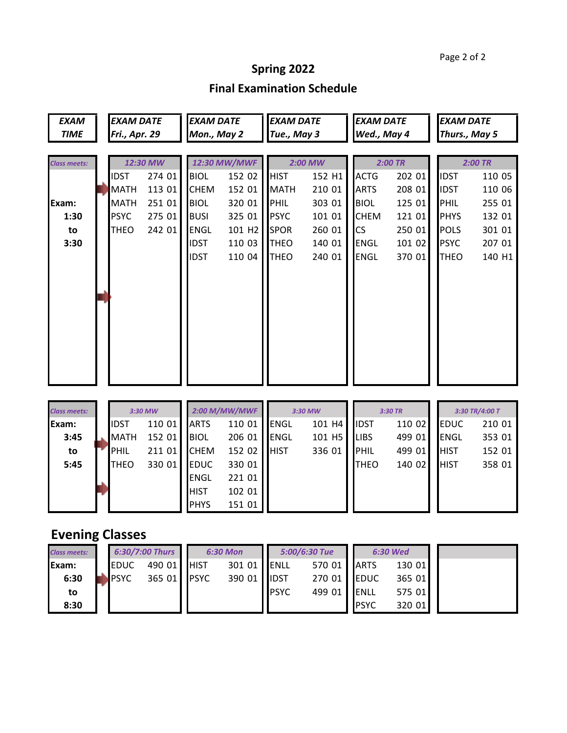# Spring 2022

## Final Examination Schedule

| EXAM TIME | EXAM DATE Fri., Apr. 29 | EXAM DATE Mon., May 2 | EXAM DATE Tue., May 3 | EXAM DATE Wed., May 4 | EXAM DATE Thurs., May 5 |
|---|---|---|---|---|---|
| *Class meets:* | *12:30 MW* | *12:30 MW/MWF* | *2:00 MW* | *2:00 TR* | *2:00 TR* |
| **Exam: 1:30 to 3:30** | IDST 274 01 | BIOL 152 02 | HIST 152 H1 | ACTG 202 01 | IDST 110 05 |
| | MATH 113 01 | CHEM 152 01 | MATH 210 01 | ARTS 208 01 | IDST 110 06 |
| | MATH 251 01 | BIOL 320 01 | PHIL 303 01 | BIOL 125 01 | PHIL 255 01 |
| | PSYC 275 01 | BUSI 325 01 | PSYC 101 01 | CHEM 121 01 | PHYS 132 01 |
| | THEO 242 01 | ENGL 101 H2 | SPOR 260 01 | CS 250 01 | POLS 301 01 |
| | | IDST 110 03 | THEO 140 01 | ENGL 101 02 | PSYC 207 01 |
| | | IDST 110 04 | THEO 240 01 | ENGL 370 01 | THEO 140 H1 |
| *Class meets:* | *3:30 MW* | *2:00 M/MW/MWF* | *3:30 MW* | *3:30 TR* | *3:30 TR/4:00 T* |
| **Exam: 3:45 to 5:45** | IDST 110 01 | ARTS 110 01 | ENGL 101 H4 | IDST 110 02 | EDUC 210 01 |
| | MATH 152 01 | BIOL 206 01 | ENGL 101 H5 | LIBS 499 01 | ENGL 353 01 |
| | PHIL 211 01 | CHEM 152 02 | HIST 336 01 | PHIL 499 01 | HIST 152 01 |
| | THEO 330 01 | EDUC 330 01 | | THEO 140 02 | HIST 358 01 |
| | | ENGL 221 01 | | | |
| | | HIST 102 01 | | | |
| | | PHYS 151 01 | | | |

## Evening Classes

| *Class meets:* | *6:30/7:00 Thurs* | *6:30 Mon* | *5:00/6:30 Tue* | *6:30 Wed* | |
|---|---|---|---|---|---|
| **Exam: 6:30 to 8:30** | EDUC 490 01 | HIST 301 01 | ENLL 570 01 | ARTS 130 01 | |
| | PSYC 365 01 | PSYC 390 01 | IDST 270 01 | EDUC 365 01 | |
| | | | PSYC 499 01 | ENLL 575 01 | |
| | | | | PSYC 320 01 | |